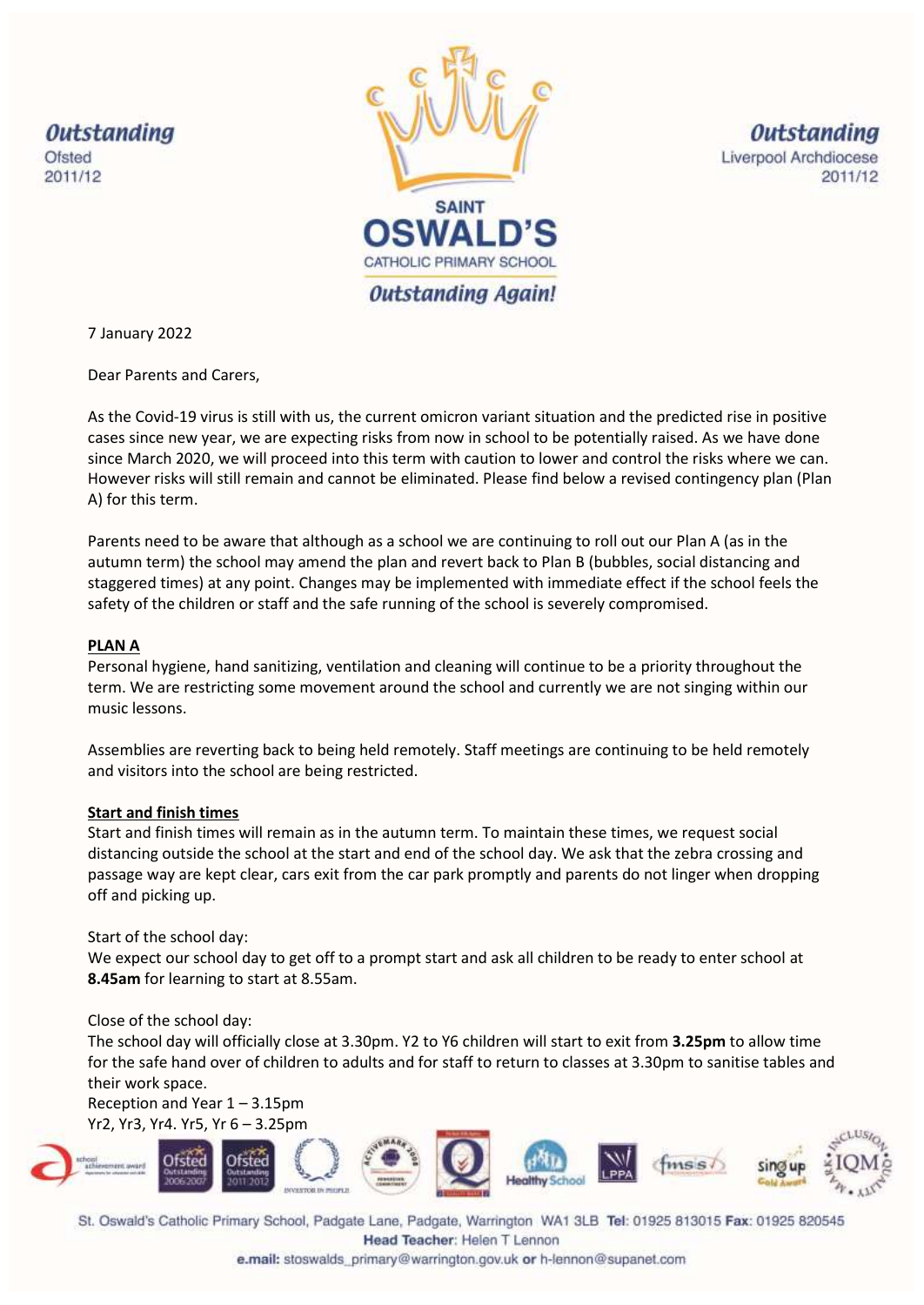Outstanding
Ofsted
2011/12

SAINT
OSWALD'S
CATHOLIC PRIMARY SCHOOL
*Outstanding Again!*

Outstanding
Liverpool Archdiocese
2011/12

7 January 2022

Dear Parents and Carers,

As the Covid-19 virus is still with us, the current omicron variant situation and the predicted rise in positive cases since new year, we are expecting risks from now in school to be potentially raised. As we have done since March 2020, we will proceed into this term with caution to lower and control the risks where we can. However risks will still remain and cannot be eliminated. Please find below a revised contingency plan (Plan A) for this term.

Parents need to be aware that although as a school we are continuing to roll out our Plan A (as in the autumn term) the school may amend the plan and revert back to Plan B (bubbles, social distancing and staggered times) at any point. Changes may be implemented with immediate effect if the school feels the safety of the children or staff and the safe running of the school is severely compromised.

**PLAN A**

Personal hygiene, hand sanitizing, ventilation and cleaning will continue to be a priority throughout the term. We are restricting some movement around the school and currently we are not singing within our music lessons.

Assemblies are reverting back to being held remotely. Staff meetings are continuing to be held remotely and visitors into the school are being restricted.

**Start and finish times**

Start and finish times will remain as in the autumn term. To maintain these times, we request social distancing outside the school at the start and end of the school day. We ask that the zebra crossing and passage way are kept clear, cars exit from the car park promptly and parents do not linger when dropping off and picking up.

Start of the school day:
We expect our school day to get off to a prompt start and ask all children to be ready to enter school at **8.45am** for learning to start at 8.55am.

Close of the school day:
The school day will officially close at 3.30pm. Y2 to Y6 children will start to exit from **3.25pm** to allow time for the safe hand over of children to adults and for staff to return to classes at 3.30pm to sanitise tables and their work space.
Reception and Year 1 – 3.15pm
Yr2, Yr3, Yr4. Yr5, Yr 6 – 3.25pm

St. Oswald's Catholic Primary School, Padgate Lane, Padgate, Warrington WA1 3LB **Tel**: 01925 813015 **Fax**: 01925 820545
**Head Teacher**: Helen T Lennon
**e.mail**: stoswalds_primary@warrington.gov.uk **or** h-lennon@supanet.com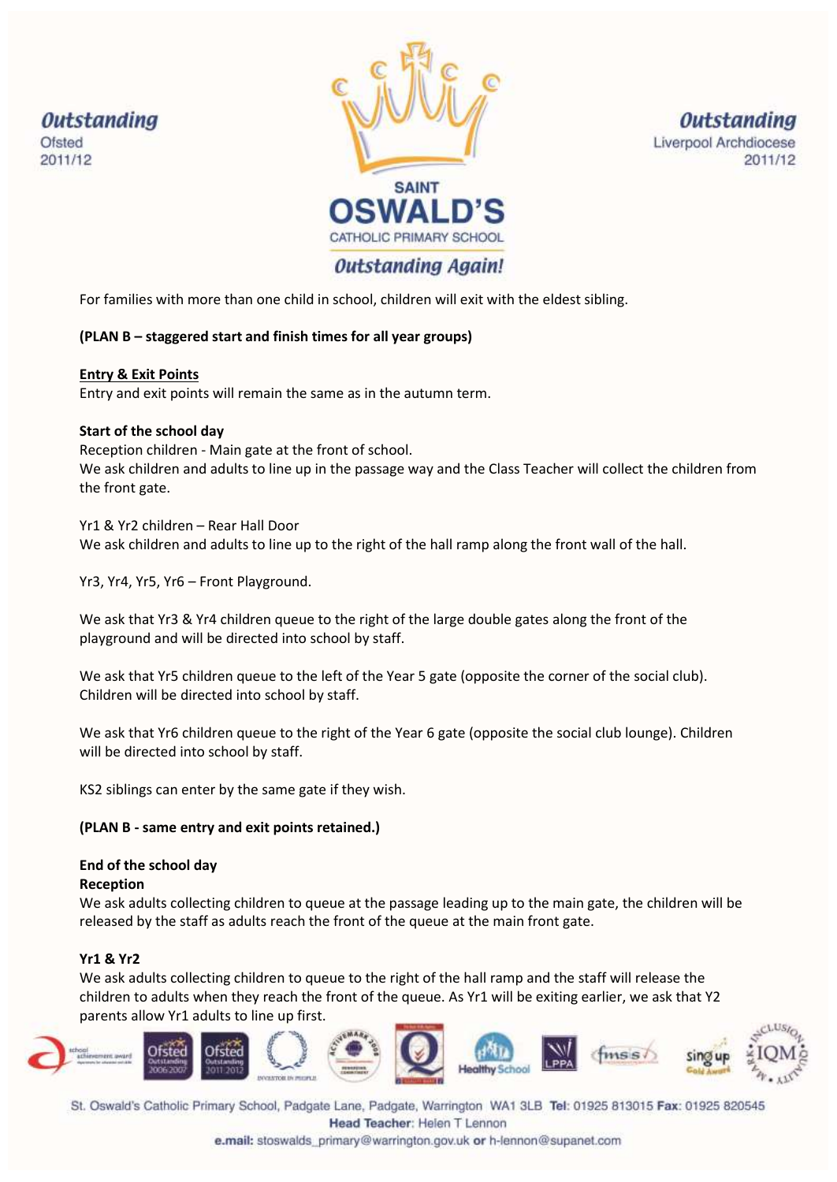For families with more than one child in school, children will exit with the eldest sibling.

**(PLAN B – staggered start and finish times for all year groups)**

**Entry & Exit Points**

Entry and exit points will remain the same as in the autumn term.

**Start of the school day**

Reception children - Main gate at the front of school.
We ask children and adults to line up in the passage way and the Class Teacher will collect the children from the front gate.

Yr1 & Yr2 children – Rear Hall Door
We ask children and adults to line up to the right of the hall ramp along the front wall of the hall.

Yr3, Yr4, Yr5, Yr6 – Front Playground.

We ask that Yr3 & Yr4 children queue to the right of the large double gates along the front of the playground and will be directed into school by staff.

We ask that Yr5 children queue to the left of the Year 5 gate (opposite the corner of the social club). Children will be directed into school by staff.

We ask that Yr6 children queue to the right of the Year 6 gate (opposite the social club lounge). Children will be directed into school by staff.

KS2 siblings can enter by the same gate if they wish.

**(PLAN B - same entry and exit points retained.)**

**End of the school day**

**Reception**

We ask adults collecting children to queue at the passage leading up to the main gate, the children will be released by the staff as adults reach the front of the queue at the main front gate.

**Yr1 & Yr2**

We ask adults collecting children to queue to the right of the hall ramp and the staff will release the children to adults when they reach the front of the queue. As Yr1 will be exiting earlier, we ask that Y2 parents allow Yr1 adults to line up first.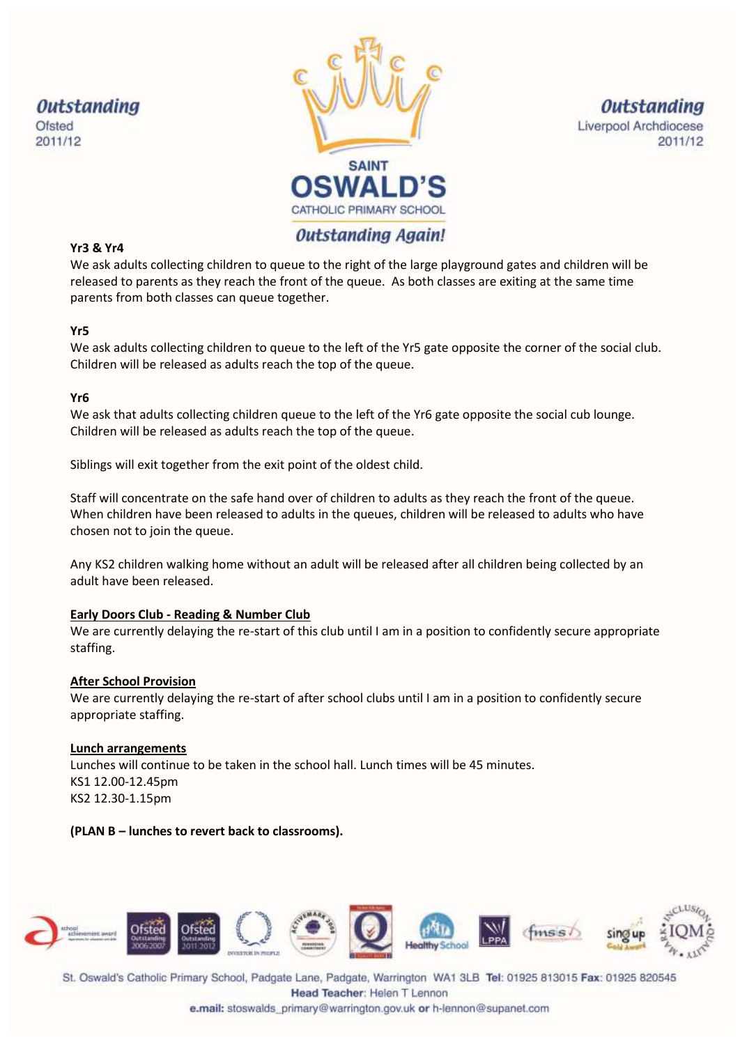**Yr3 & Yr4**

We ask adults collecting children to queue to the right of the large playground gates and children will be released to parents as they reach the front of the queue. As both classes are exiting at the same time parents from both classes can queue together.

**Yr5**

We ask adults collecting children to queue to the left of the Yr5 gate opposite the corner of the social club. Children will be released as adults reach the top of the queue.

**Yr6**

We ask that adults collecting children queue to the left of the Yr6 gate opposite the social cub lounge. Children will be released as adults reach the top of the queue.

Siblings will exit together from the exit point of the oldest child.

Staff will concentrate on the safe hand over of children to adults as they reach the front of the queue. When children have been released to adults in the queues, children will be released to adults who have chosen not to join the queue.

Any KS2 children walking home without an adult will be released after all children being collected by an adult have been released.

**Early Doors Club - Reading & Number Club**

We are currently delaying the re-start of this club until I am in a position to confidently secure appropriate staffing.

**After School Provision**

We are currently delaying the re-start of after school clubs until I am in a position to confidently secure appropriate staffing.

**Lunch arrangements**

Lunches will continue to be taken in the school hall. Lunch times will be 45 minutes.
KS1 12.00-12.45pm
KS2 12.30-1.15pm

**(PLAN B – lunches to revert back to classrooms).**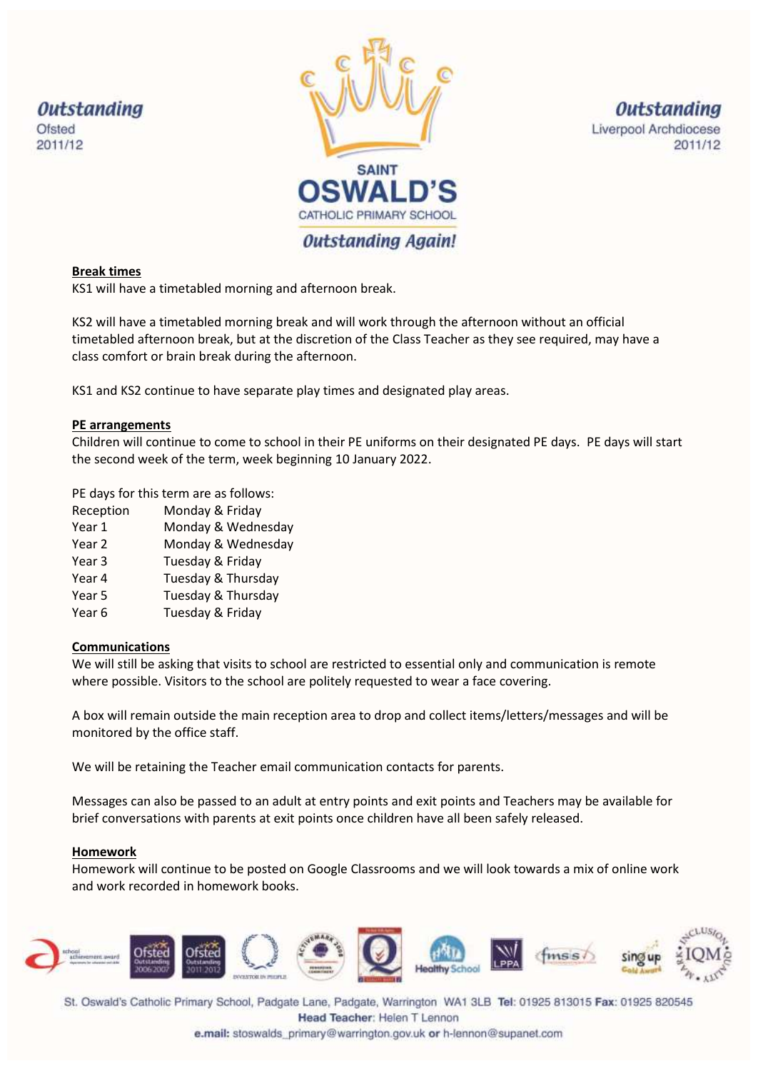## Break times

KS1 will have a timetabled morning and afternoon break.

KS2 will have a timetabled morning break and will work through the afternoon without an official timetabled afternoon break, but at the discretion of the Class Teacher as they see required, may have a class comfort or brain break during the afternoon.

KS1 and KS2 continue to have separate play times and designated play areas.

## PE arrangements

Children will continue to come to school in their PE uniforms on their designated PE days. PE days will start the second week of the term, week beginning 10 January 2022.

PE days for this term are as follows:

| | |
|---|---|
| Reception | Monday & Friday |
| Year 1 | Monday & Wednesday |
| Year 2 | Monday & Wednesday |
| Year 3 | Tuesday & Friday |
| Year 4 | Tuesday & Thursday |
| Year 5 | Tuesday & Thursday |
| Year 6 | Tuesday & Friday |

## Communications

We will still be asking that visits to school are restricted to essential only and communication is remote where possible. Visitors to the school are politely requested to wear a face covering.

A box will remain outside the main reception area to drop and collect items/letters/messages and will be monitored by the office staff.

We will be retaining the Teacher email communication contacts for parents.

Messages can also be passed to an adult at entry points and exit points and Teachers may be available for brief conversations with parents at exit points once children have all been safely released.

## Homework

Homework will continue to be posted on Google Classrooms and we will look towards a mix of online work and work recorded in homework books.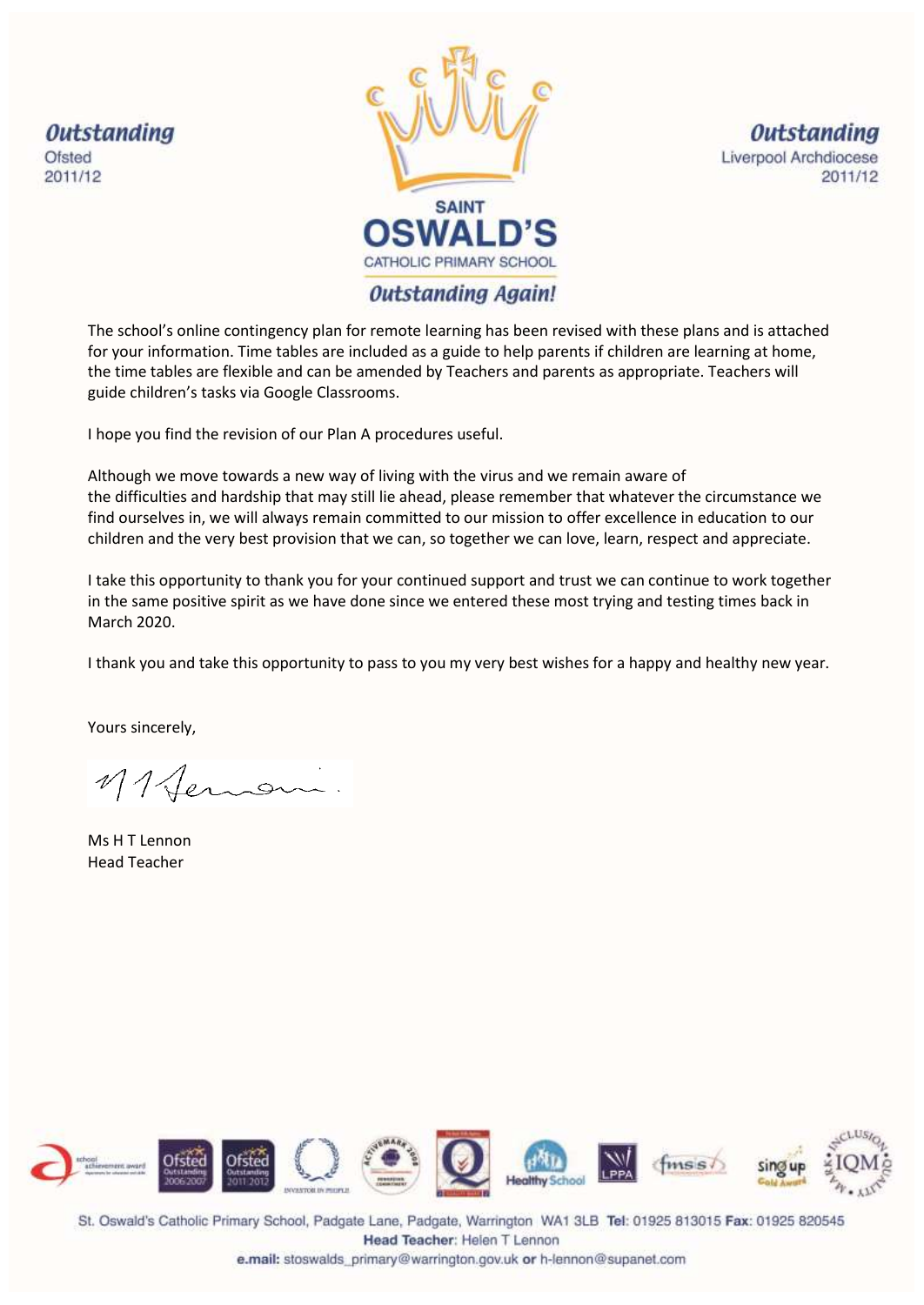*Outstanding*
Ofsted
2011/12

SAINT
**OSWALD'S**
CATHOLIC PRIMARY SCHOOL
*Outstanding Again!*

*Outstanding*
Liverpool Archdiocese
2011/12

The school's online contingency plan for remote learning has been revised with these plans and is attached for your information. Time tables are included as a guide to help parents if children are learning at home, the time tables are flexible and can be amended by Teachers and parents as appropriate. Teachers will guide children's tasks via Google Classrooms.

I hope you find the revision of our Plan A procedures useful.

Although we move towards a new way of living with the virus and we remain aware of the difficulties and hardship that may still lie ahead, please remember that whatever the circumstance we find ourselves in, we will always remain committed to our mission to offer excellence in education to our children and the very best provision that we can, so together we can love, learn, respect and appreciate.

I take this opportunity to thank you for your continued support and trust we can continue to work together in the same positive spirit as we have done since we entered these most trying and testing times back in March 2020.

I thank you and take this opportunity to pass to you my very best wishes for a happy and healthy new year.

Yours sincerely,

Ms H T Lennon
Head Teacher

St. Oswald's Catholic Primary School, Padgate Lane, Padgate, Warrington WA1 3LB **Tel**: 01925 813015 **Fax**: 01925 820545
**Head Teacher**: Helen T Lennon
**e.mail:** stoswalds_primary@warrington.gov.uk **or** h-lennon@supanet.com